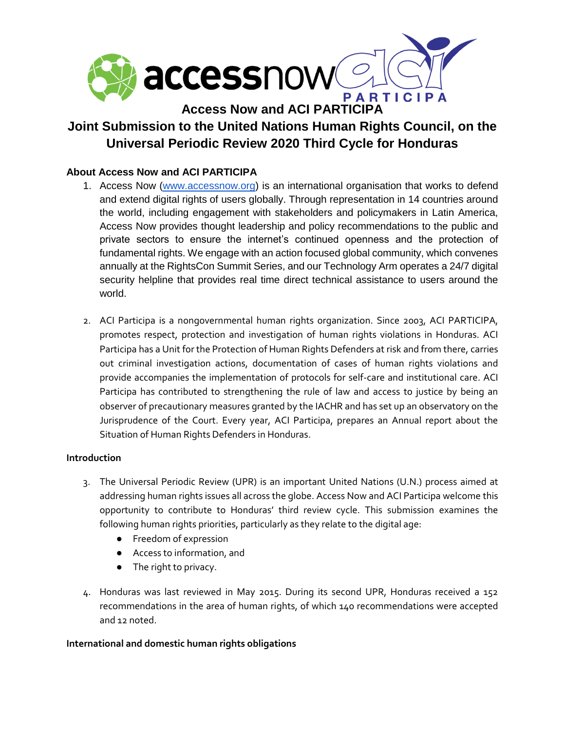# Access Now and ACI PARTICIPA

## Joint Submission to the United Nations Human Rights Council, on the Universal Periodic Review 2020 Third Cycle for Honduras

### About Access Now and ACI PARTICIPA

1. Access Now (www.accessnow.org) is an international organisation that works to defend and extend digital rights of users globally. Through representation in 14 countries around the world, including engagement with stakeholders and policymakers in Latin America, Access Now provides thought leadership and policy recommendations to the public and private sectors to ensure the internet's continued openness and the protection of fundamental rights. We engage with an action focused global community, which convenes annually at the RightsCon Summit Series, and our Technology Arm operates a 24/7 digital security helpline that provides real time direct technical assistance to users around the world.

2. ACI Participa is a nongovernmental human rights organization. Since 2003, ACI PARTICIPA, promotes respect, protection and investigation of human rights violations in Honduras. ACI Participa has a Unit for the Protection of Human Rights Defenders at risk and from there, carries out criminal investigation actions, documentation of cases of human rights violations and provide accompanies the implementation of protocols for self-care and institutional care. ACI Participa has contributed to strengthening the rule of law and access to justice by being an observer of precautionary measures granted by the IACHR and has set up an observatory on the Jurisprudence of the Court. Every year, ACI Participa, prepares an Annual report about the Situation of Human Rights Defenders in Honduras.

### Introduction

3. The Universal Periodic Review (UPR) is an important United Nations (U.N.) process aimed at addressing human rights issues all across the globe. Access Now and ACI Participa welcome this opportunity to contribute to Honduras' third review cycle. This submission examines the following human rights priorities, particularly as they relate to the digital age:
   - Freedom of expression
   - Access to information, and
   - The right to privacy.

4. Honduras was last reviewed in May 2015. During its second UPR, Honduras received a 152 recommendations in the area of human rights, of which 140 recommendations were accepted and 12 noted.

### International and domestic human rights obligations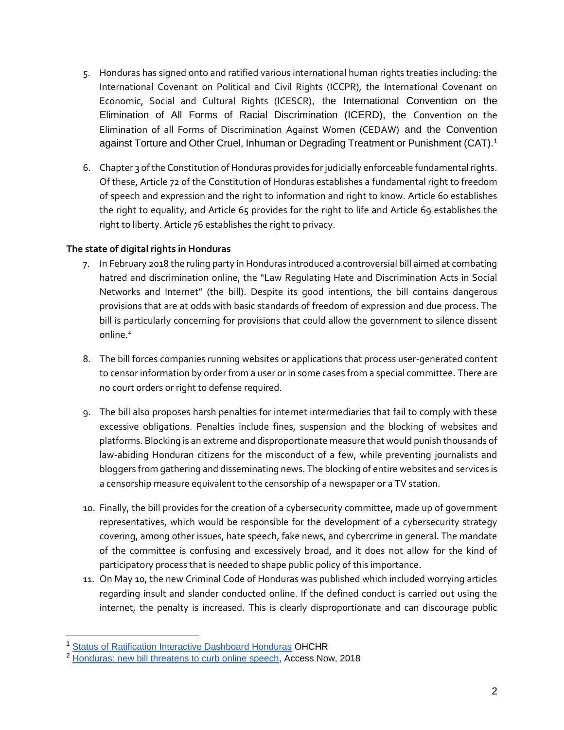5. Honduras has signed onto and ratified various international human rights treaties including: the International Covenant on Political and Civil Rights (ICCPR), the International Covenant on Economic, Social and Cultural Rights (ICESCR), the International Convention on the Elimination of All Forms of Racial Discrimination (ICERD), the Convention on the Elimination of all Forms of Discrimination Against Women (CEDAW) and the Convention against Torture and Other Cruel, Inhuman or Degrading Treatment or Punishment (CAT).[1]

6. Chapter 3 of the Constitution of Honduras provides for judicially enforceable fundamental rights. Of these, Article 72 of the Constitution of Honduras establishes a fundamental right to freedom of speech and expression and the right to information and right to know. Article 60 establishes the right to equality, and Article 65 provides for the right to life and Article 69 establishes the right to liberty. Article 76 establishes the right to privacy.

**The state of digital rights in Honduras**

7. In February 2018 the ruling party in Honduras introduced a controversial bill aimed at combating hatred and discrimination online, the "Law Regulating Hate and Discrimination Acts in Social Networks and Internet" (the bill). Despite its good intentions, the bill contains dangerous provisions that are at odds with basic standards of freedom of expression and due process. The bill is particularly concerning for provisions that could allow the government to silence dissent online.[2]

8. The bill forces companies running websites or applications that process user-generated content to censor information by order from a user or in some cases from a special committee. There are no court orders or right to defense required.

9. The bill also proposes harsh penalties for internet intermediaries that fail to comply with these excessive obligations. Penalties include fines, suspension and the blocking of websites and platforms. Blocking is an extreme and disproportionate measure that would punish thousands of law-abiding Honduran citizens for the misconduct of a few, while preventing journalists and bloggers from gathering and disseminating news. The blocking of entire websites and services is a censorship measure equivalent to the censorship of a newspaper or a TV station.

10. Finally, the bill provides for the creation of a cybersecurity committee, made up of government representatives, which would be responsible for the development of a cybersecurity strategy covering, among other issues, hate speech, fake news, and cybercrime in general. The mandate of the committee is confusing and excessively broad, and it does not allow for the kind of participatory process that is needed to shape public policy of this importance.

11. On May 10, the new Criminal Code of Honduras was published which included worrying articles regarding insult and slander conducted online. If the defined conduct is carried out using the internet, the penalty is increased. This is clearly disproportionate and can discourage public

---

[1] Status of Ratification Interactive Dashboard Honduras OHCHR

[2] Honduras: new bill threatens to curb online speech, Access Now, 2018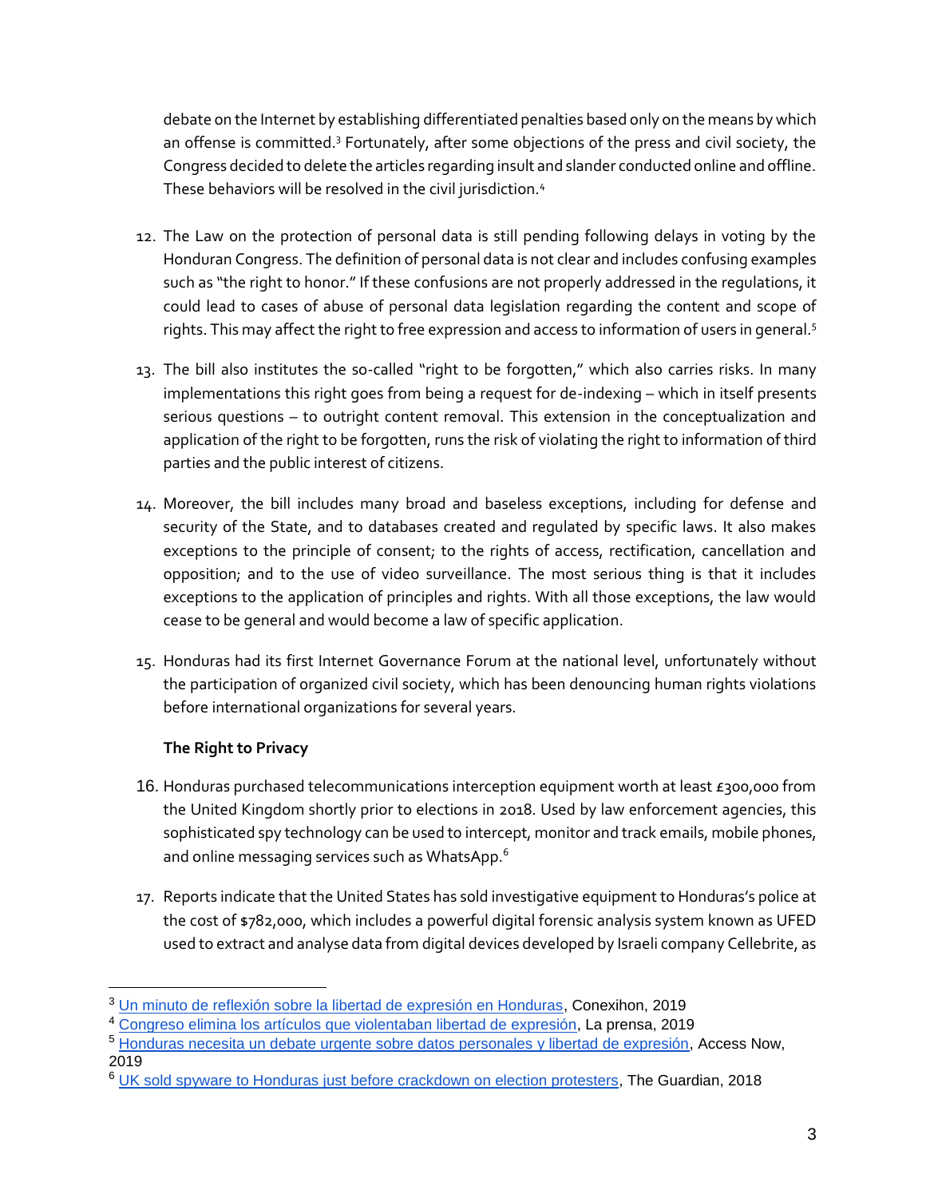debate on the Internet by establishing differentiated penalties based only on the means by which an offense is committed.[3] Fortunately, after some objections of the press and civil society, the Congress decided to delete the articles regarding insult and slander conducted online and offline. These behaviors will be resolved in the civil jurisdiction.[4]

12. The Law on the protection of personal data is still pending following delays in voting by the Honduran Congress. The definition of personal data is not clear and includes confusing examples such as "the right to honor." If these confusions are not properly addressed in the regulations, it could lead to cases of abuse of personal data legislation regarding the content and scope of rights. This may affect the right to free expression and access to information of users in general.[5]

13. The bill also institutes the so-called "right to be forgotten," which also carries risks. In many implementations this right goes from being a request for de-indexing – which in itself presents serious questions – to outright content removal. This extension in the conceptualization and application of the right to be forgotten, runs the risk of violating the right to information of third parties and the public interest of citizens.

14. Moreover, the bill includes many broad and baseless exceptions, including for defense and security of the State, and to databases created and regulated by specific laws. It also makes exceptions to the principle of consent; to the rights of access, rectification, cancellation and opposition; and to the use of video surveillance. The most serious thing is that it includes exceptions to the application of principles and rights. With all those exceptions, the law would cease to be general and would become a law of specific application.

15. Honduras had its first Internet Governance Forum at the national level, unfortunately without the participation of organized civil society, which has been denouncing human rights violations before international organizations for several years.

**The Right to Privacy**

16. Honduras purchased telecommunications interception equipment worth at least £300,000 from the United Kingdom shortly prior to elections in 2018. Used by law enforcement agencies, this sophisticated spy technology can be used to intercept, monitor and track emails, mobile phones, and online messaging services such as WhatsApp.[6]

17. Reports indicate that the United States has sold investigative equipment to Honduras's police at the cost of $782,000, which includes a powerful digital forensic analysis system known as UFED used to extract and analyse data from digital devices developed by Israeli company Cellebrite, as

---

[3] Un minuto de reflexión sobre la libertad de expresión en Honduras, Conexihon, 2019

[4] Congreso elimina los artículos que violentaban libertad de expresión, La prensa, 2019

[5] Honduras necesita un debate urgente sobre datos personales y libertad de expresión, Access Now, 2019

[6] UK sold spyware to Honduras just before crackdown on election protesters, The Guardian, 2018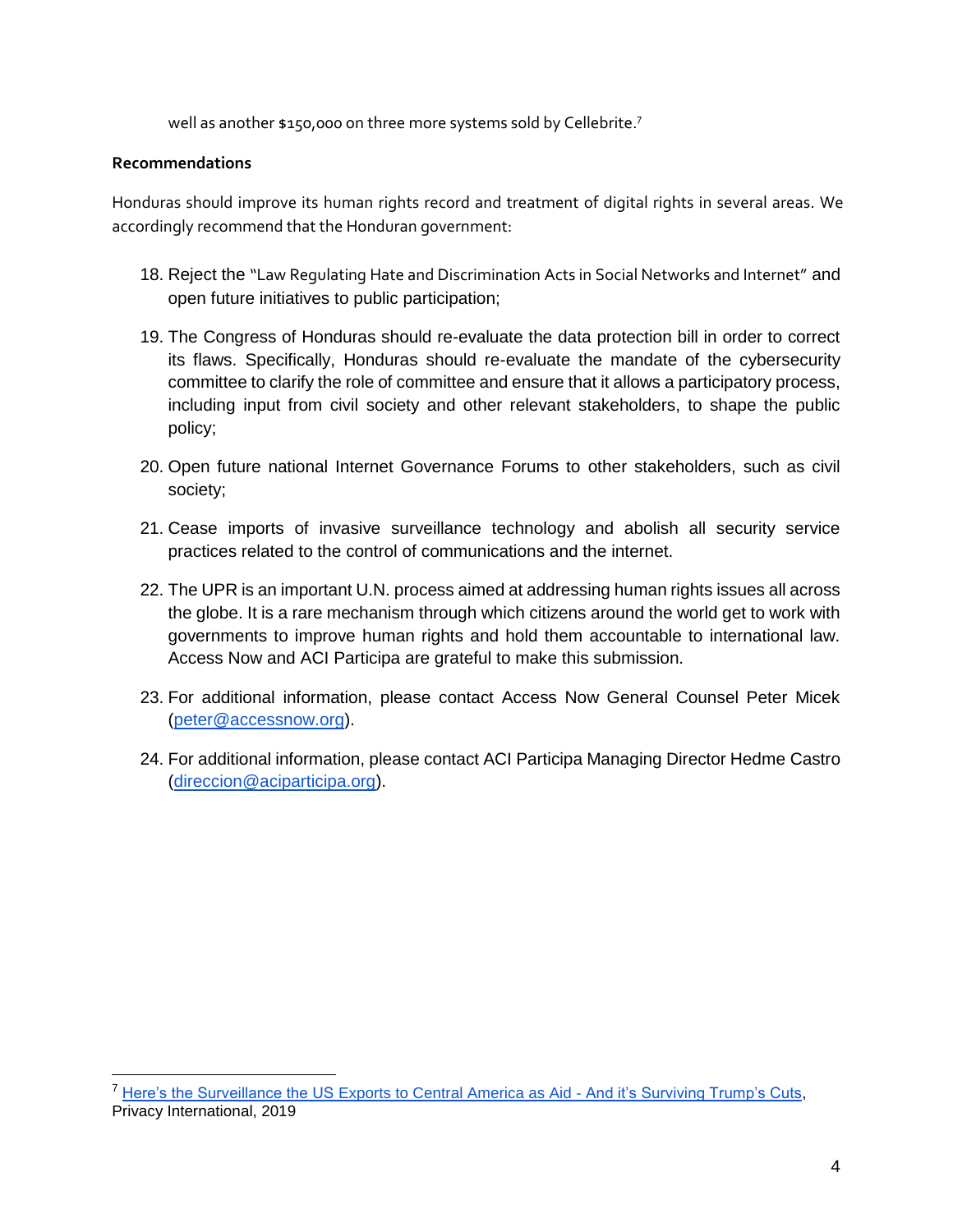well as another $150,000 on three more systems sold by Cellebrite.[7]

**Recommendations**

Honduras should improve its human rights record and treatment of digital rights in several areas. We accordingly recommend that the Honduran government:

18. Reject the "Law Regulating Hate and Discrimination Acts in Social Networks and Internet" and open future initiatives to public participation;

19. The Congress of Honduras should re-evaluate the data protection bill in order to correct its flaws. Specifically, Honduras should re-evaluate the mandate of the cybersecurity committee to clarify the role of committee and ensure that it allows a participatory process, including input from civil society and other relevant stakeholders, to shape the public policy;

20. Open future national Internet Governance Forums to other stakeholders, such as civil society;

21. Cease imports of invasive surveillance technology and abolish all security service practices related to the control of communications and the internet.

22. The UPR is an important U.N. process aimed at addressing human rights issues all across the globe. It is a rare mechanism through which citizens around the world get to work with governments to improve human rights and hold them accountable to international law. Access Now and ACI Participa are grateful to make this submission.

23. For additional information, please contact Access Now General Counsel Peter Micek (peter@accessnow.org).

24. For additional information, please contact ACI Participa Managing Director Hedme Castro (direccion@aciparticipa.org).

[7] Here's the Surveillance the US Exports to Central America as Aid - And it's Surviving Trump's Cuts, Privacy International, 2019